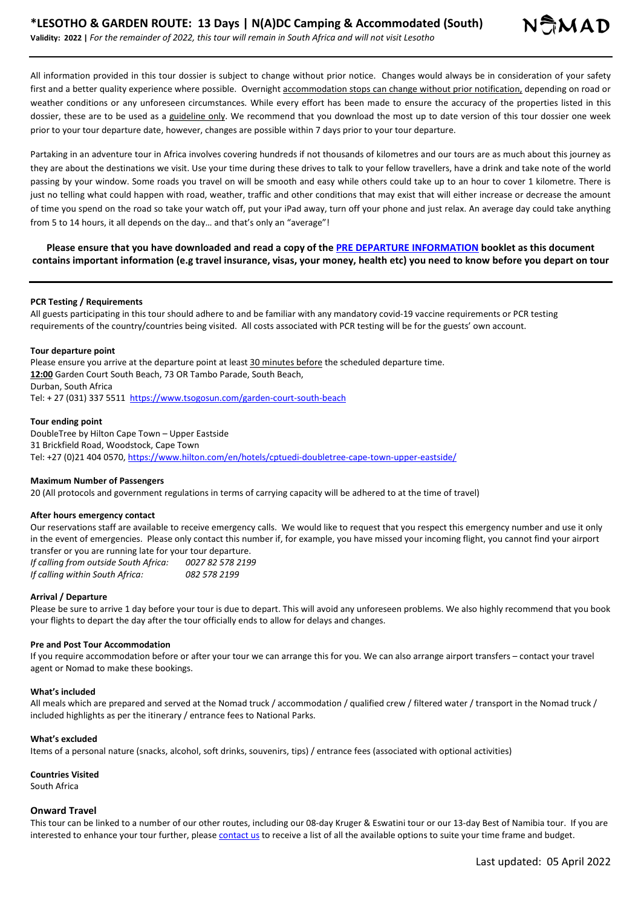# *LESOTHO & GARDEN ROUTE: 13 Days | N(A)DC Camping & Accommodated (South)

**Validity: 2022 |** *For the remainder of 2022, this tour will remain in South Africa and will not visit Lesotho*

All information provided in this tour dossier is subject to change without prior notice. Changes would always be in consideration of your safety first and a better quality experience where possible. Overnight accommodation stops can change without prior notification, depending on road or weather conditions or any unforeseen circumstances. While every effort has been made to ensure the accuracy of the properties listed in this dossier, these are to be used as a guideline only. We recommend that you download the most up to date version of this tour dossier one week prior to your tour departure date, however, changes are possible within 7 days prior to your tour departure.

Partaking in an adventure tour in Africa involves covering hundreds if not thousands of kilometres and our tours are as much about this journey as they are about the destinations we visit. Use your time during these drives to talk to your fellow travellers, have a drink and take note of the world passing by your window. Some roads you travel on will be smooth and easy while others could take up to an hour to cover 1 kilometre. There is just no telling what could happen with road, weather, traffic and other conditions that may exist that will either increase or decrease the amount of time you spend on the road so take your watch off, put your iPad away, turn off your phone and just relax. An average day could take anything from 5 to 14 hours, it all depends on the day… and that's only an "average"!

**Please ensure that you have downloaded and read a copy of the PRE DEPARTURE INFORMATION booklet as this document contains important information (e.g travel insurance, visas, your money, health etc) you need to know before you depart on tour**

**PCR Testing / Requirements**

All guests participating in this tour should adhere to and be familiar with any mandatory covid-19 vaccine requirements or PCR testing requirements of the country/countries being visited. All costs associated with PCR testing will be for the guests' own account.

**Tour departure point**

Please ensure you arrive at the departure point at least 30 minutes before the scheduled departure time.
**12:00** Garden Court South Beach, 73 OR Tambo Parade, South Beach,
Durban, South Africa
Tel: + 27 (031) 337 5511 https://www.tsogosun.com/garden-court-south-beach

**Tour ending point**

DoubleTree by Hilton Cape Town – Upper Eastside
31 Brickfield Road, Woodstock, Cape Town
Tel: +27 (0)21 404 0570, https://www.hilton.com/en/hotels/cptuedi-doubletree-cape-town-upper-eastside/

**Maximum Number of Passengers**

20 (All protocols and government regulations in terms of carrying capacity will be adhered to at the time of travel)

**After hours emergency contact**

Our reservations staff are available to receive emergency calls. We would like to request that you respect this emergency number and use it only in the event of emergencies. Please only contact this number if, for example, you have missed your incoming flight, you cannot find your airport transfer or you are running late for your tour departure.

*If calling from outside South Africa:* *0027 82 578 2199*
*If calling within South Africa:* *082 578 2199*

**Arrival / Departure**

Please be sure to arrive 1 day before your tour is due to depart. This will avoid any unforeseen problems. We also highly recommend that you book your flights to depart the day after the tour officially ends to allow for delays and changes.

**Pre and Post Tour Accommodation**

If you require accommodation before or after your tour we can arrange this for you. We can also arrange airport transfers – contact your travel agent or Nomad to make these bookings.

**What's included**

All meals which are prepared and served at the Nomad truck / accommodation / qualified crew / filtered water / transport in the Nomad truck / included highlights as per the itinerary / entrance fees to National Parks.

**What's excluded**

Items of a personal nature (snacks, alcohol, soft drinks, souvenirs, tips) / entrance fees (associated with optional activities)

**Countries Visited**

South Africa

**Onward Travel**

This tour can be linked to a number of our other routes, including our 08-day Kruger & Eswatini tour or our 13-day Best of Namibia tour. If you are interested to enhance your tour further, please contact us to receive a list of all the available options to suite your time frame and budget.

Last updated: 05 April 2022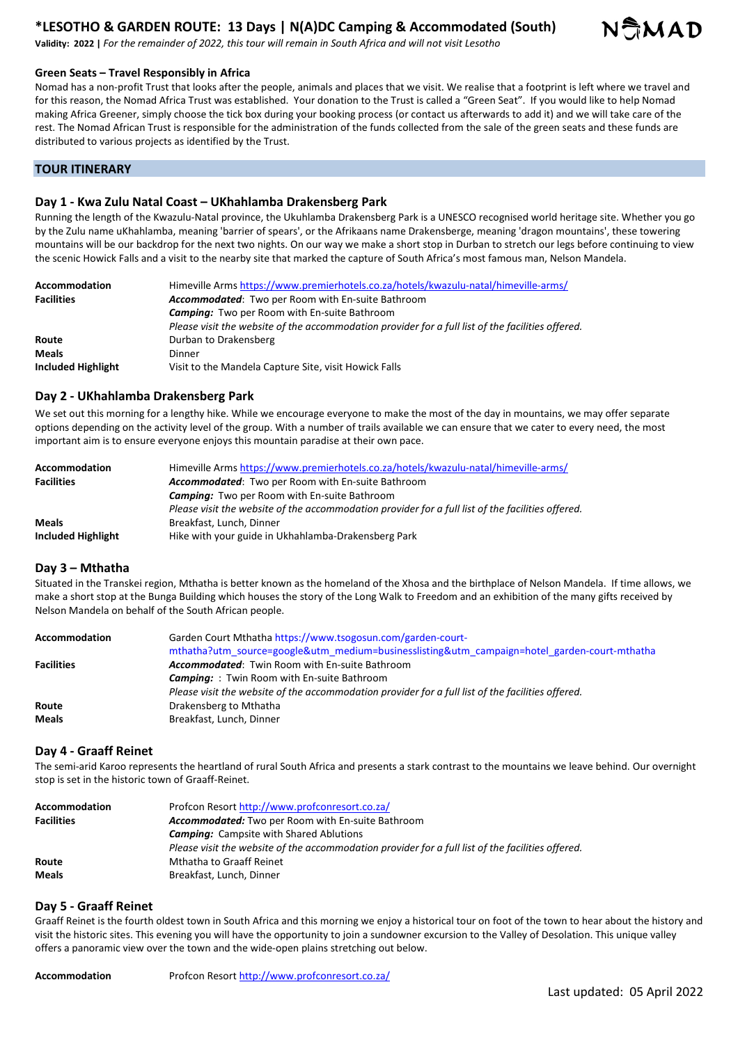# *LESOTHO & GARDEN ROUTE: 13 Days | N(A)DC Camping & Accommodated (South)

**Validity: 2022 |** *For the remainder of 2022, this tour will remain in South Africa and will not visit Lesotho*

### Green Seats – Travel Responsibly in Africa

Nomad has a non-profit Trust that looks after the people, animals and places that we visit. We realise that a footprint is left where we travel and for this reason, the Nomad Africa Trust was established. Your donation to the Trust is called a "Green Seat". If you would like to help Nomad making Africa Greener, simply choose the tick box during your booking process (or contact us afterwards to add it) and we will take care of the rest. The Nomad African Trust is responsible for the administration of the funds collected from the sale of the green seats and these funds are distributed to various projects as identified by the Trust.

## TOUR ITINERARY

### Day 1 - Kwa Zulu Natal Coast – UKhahlamba Drakensberg Park

Running the length of the Kwazulu-Natal province, the Ukuhlamba Drakensberg Park is a UNESCO recognised world heritage site. Whether you go by the Zulu name uKhahlamba, meaning 'barrier of spears', or the Afrikaans name Drakensberge, meaning 'dragon mountains', these towering mountains will be our backdrop for the next two nights. On our way we make a short stop in Durban to stretch our legs before continuing to view the scenic Howick Falls and a visit to the nearby site that marked the capture of South Africa's most famous man, Nelson Mandela.

| | |
|---|---|
| **Accommodation** | Himeville Arms https://www.premierhotels.co.za/hotels/kwazulu-natal/himeville-arms/ |
| **Facilities** | ***Accommodated***: Two per Room with En-suite Bathroom<br>***Camping:*** Two per Room with En-suite Bathroom<br>*Please visit the website of the accommodation provider for a full list of the facilities offered.* |
| **Route** | Durban to Drakensberg |
| **Meals** | Dinner |
| **Included Highlight** | Visit to the Mandela Capture Site, visit Howick Falls |

### Day 2 - UKhahlamba Drakensberg Park

We set out this morning for a lengthy hike. While we encourage everyone to make the most of the day in mountains, we may offer separate options depending on the activity level of the group. With a number of trails available we can ensure that we cater to every need, the most important aim is to ensure everyone enjoys this mountain paradise at their own pace.

| | |
|---|---|
| **Accommodation** | Himeville Arms https://www.premierhotels.co.za/hotels/kwazulu-natal/himeville-arms/ |
| **Facilities** | ***Accommodated***: Two per Room with En-suite Bathroom<br>***Camping:*** Two per Room with En-suite Bathroom<br>*Please visit the website of the accommodation provider for a full list of the facilities offered.* |
| **Meals** | Breakfast, Lunch, Dinner |
| **Included Highlight** | Hike with your guide in Ukhahlamba-Drakensberg Park |

### Day 3 – Mthatha

Situated in the Transkei region, Mthatha is better known as the homeland of the Xhosa and the birthplace of Nelson Mandela. If time allows, we make a short stop at the Bunga Building which houses the story of the Long Walk to Freedom and an exhibition of the many gifts received by Nelson Mandela on behalf of the South African people.

| | |
|---|---|
| **Accommodation** | Garden Court Mthatha https://www.tsogosun.com/garden-court-mthatha?utm_source=google&utm_medium=businesslisting&utm_campaign=hotel_garden-court-mthatha |
| **Facilities** | ***Accommodated***: Twin Room with En-suite Bathroom<br>***Camping:*** : Twin Room with En-suite Bathroom<br>*Please visit the website of the accommodation provider for a full list of the facilities offered.* |
| **Route** | Drakensberg to Mthatha |
| **Meals** | Breakfast, Lunch, Dinner |

### Day 4 - Graaff Reinet

The semi-arid Karoo represents the heartland of rural South Africa and presents a stark contrast to the mountains we leave behind. Our overnight stop is set in the historic town of Graaff-Reinet.

| | |
|---|---|
| **Accommodation** | Profcon Resort http://www.profconresort.co.za/ |
| **Facilities** | ***Accommodated:*** Two per Room with En-suite Bathroom<br>***Camping:*** Campsite with Shared Ablutions<br>*Please visit the website of the accommodation provider for a full list of the facilities offered.* |
| **Route** | Mthatha to Graaff Reinet |
| **Meals** | Breakfast, Lunch, Dinner |

### Day 5 - Graaff Reinet

Graaff Reinet is the fourth oldest town in South Africa and this morning we enjoy a historical tour on foot of the town to hear about the history and visit the historic sites. This evening you will have the opportunity to join a sundowner excursion to the Valley of Desolation. This unique valley offers a panoramic view over the town and the wide-open plains stretching out below.

| | |
|---|---|
| **Accommodation** | Profcon Resort http://www.profconresort.co.za/ |

Last updated: 05 April 2022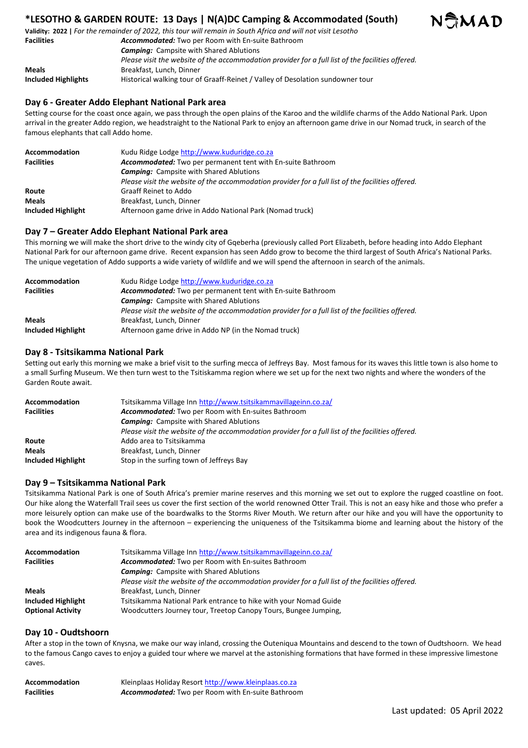# *LESOTHO & GARDEN ROUTE: 13 Days | N(A)DC Camping & Accommodated (South)

**Validity: 2022 |** *For the remainder of 2022, this tour will remain in South Africa and will not visit Lesotho*

| | |
|---|---|
| **Facilities** | ***Accommodated:*** Two per Room with En-suite Bathroom |
| | ***Camping:*** Campsite with Shared Ablutions |
| | *Please visit the website of the accommodation provider for a full list of the facilities offered.* |
| **Meals** | Breakfast, Lunch, Dinner |
| **Included Highlights** | Historical walking tour of Graaff-Reinet / Valley of Desolation sundowner tour |

## Day 6 - Greater Addo Elephant National Park area

Setting course for the coast once again, we pass through the open plains of the Karoo and the wildlife charms of the Addo National Park. Upon arrival in the greater Addo region, we headstraight to the National Park to enjoy an afternoon game drive in our Nomad truck, in search of the famous elephants that call Addo home.

| | |
|---|---|
| **Accommodation** | Kudu Ridge Lodge http://www.kuduridge.co.za |
| **Facilities** | ***Accommodated:*** Two per permanent tent with En-suite Bathroom |
| | ***Camping:*** Campsite with Shared Ablutions |
| | *Please visit the website of the accommodation provider for a full list of the facilities offered.* |
| **Route** | Graaff Reinet to Addo |
| **Meals** | Breakfast, Lunch, Dinner |
| **Included Highlight** | Afternoon game drive in Addo National Park (Nomad truck) |

## Day 7 – Greater Addo Elephant National Park area

This morning we will make the short drive to the windy city of Gqeberha (previously called Port Elizabeth, before heading into Addo Elephant National Park for our afternoon game drive. Recent expansion has seen Addo grow to become the third largest of South Africa's National Parks. The unique vegetation of Addo supports a wide variety of wildlife and we will spend the afternoon in search of the animals.

| | |
|---|---|
| **Accommodation** | Kudu Ridge Lodge http://www.kuduridge.co.za |
| **Facilities** | ***Accommodated:*** Two per permanent tent with En-suite Bathroom |
| | ***Camping:*** Campsite with Shared Ablutions |
| | *Please visit the website of the accommodation provider for a full list of the facilities offered.* |
| **Meals** | Breakfast, Lunch, Dinner |
| **Included Highlight** | Afternoon game drive in Addo NP (in the Nomad truck) |

## Day 8 - Tsitsikamma National Park

Setting out early this morning we make a brief visit to the surfing mecca of Jeffreys Bay. Most famous for its waves this little town is also home to a small Surfing Museum. We then turn west to the Tsitiskamma region where we set up for the next two nights and where the wonders of the Garden Route await.

| | |
|---|---|
| **Accommodation** | Tsitsikamma Village Inn http://www.tsitsikammavillageinn.co.za/ |
| **Facilities** | ***Accommodated:*** Two per Room with En-suites Bathroom |
| | ***Camping:*** Campsite with Shared Ablutions |
| | *Please visit the website of the accommodation provider for a full list of the facilities offered.* |
| **Route** | Addo area to Tsitsikamma |
| **Meals** | Breakfast, Lunch, Dinner |
| **Included Highlight** | Stop in the surfing town of Jeffreys Bay |

## Day 9 – Tsitsikamma National Park

Tsitsikamma National Park is one of South Africa's premier marine reserves and this morning we set out to explore the rugged coastline on foot. Our hike along the Waterfall Trail sees us cover the first section of the world renowned Otter Trail. This is not an easy hike and those who prefer a more leisurely option can make use of the boardwalks to the Storms River Mouth. We return after our hike and you will have the opportunity to book the Woodcutters Journey in the afternoon – experiencing the uniqueness of the Tsitsikamma biome and learning about the history of the area and its indigenous fauna & flora.

| | |
|---|---|
| **Accommodation** | Tsitsikamma Village Inn http://www.tsitsikammavillageinn.co.za/ |
| **Facilities** | ***Accommodated:*** Two per Room with En-suites Bathroom |
| | ***Camping:*** Campsite with Shared Ablutions |
| | *Please visit the website of the accommodation provider for a full list of the facilities offered.* |
| **Meals** | Breakfast, Lunch, Dinner |
| **Included Highlight** | Tsitsikamma National Park entrance to hike with your Nomad Guide |
| **Optional Activity** | Woodcutters Journey tour, Treetop Canopy Tours, Bungee Jumping, |

## Day 10 - Oudtshoorn

After a stop in the town of Knysna, we make our way inland, crossing the Outeniqua Mountains and descend to the town of Oudtshoorn. We head to the famous Cango caves to enjoy a guided tour where we marvel at the astonishing formations that have formed in these impressive limestone caves.

| | |
|---|---|
| **Accommodation** | Kleinplaas Holiday Resort http://www.kleinplaas.co.za |
| **Facilities** | ***Accommodated:*** Two per Room with En-suite Bathroom |

Last updated: 05 April 2022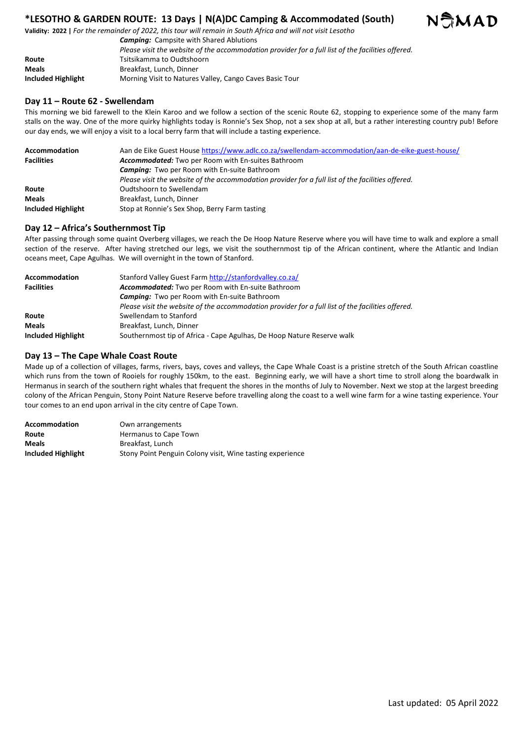# *LESOTHO & GARDEN ROUTE: 13 Days | N(A)DC Camping & Accommodated (South)

**Validity: 2022 |** *For the remainder of 2022, this tour will remain in South Africa and will not visit Lesotho*

| | |
|---|---|
| | ***Camping:*** Campsite with Shared Ablutions |
| | *Please visit the website of the accommodation provider for a full list of the facilities offered.* |
| **Route** | Tsitsikamma to Oudtshoorn |
| **Meals** | Breakfast, Lunch, Dinner |
| **Included Highlight** | Morning Visit to Natures Valley, Cango Caves Basic Tour |

## Day 11 – Route 62 - Swellendam

This morning we bid farewell to the Klein Karoo and we follow a section of the scenic Route 62, stopping to experience some of the many farm stalls on the way. One of the more quirky highlights today is Ronnie's Sex Shop, not a sex shop at all, but a rather interesting country pub! Before our day ends, we will enjoy a visit to a local berry farm that will include a tasting experience.

| | |
|---|---|
| **Accommodation** | Aan de Eike Guest House https://www.adlc.co.za/swellendam-accommodation/aan-de-eike-guest-house/ |
| **Facilities** | ***Accommodated:*** Two per Room with En-suites Bathroom |
| | ***Camping:*** Two per Room with En-suite Bathroom |
| | *Please visit the website of the accommodation provider for a full list of the facilities offered.* |
| **Route** | Oudtshoorn to Swellendam |
| **Meals** | Breakfast, Lunch, Dinner |
| **Included Highlight** | Stop at Ronnie's Sex Shop, Berry Farm tasting |

## Day 12 – Africa's Southernmost Tip

After passing through some quaint Overberg villages, we reach the De Hoop Nature Reserve where you will have time to walk and explore a small section of the reserve. After having stretched our legs, we visit the southernmost tip of the African continent, where the Atlantic and Indian oceans meet, Cape Agulhas. We will overnight in the town of Stanford.

| | |
|---|---|
| **Accommodation** | Stanford Valley Guest Farm http://stanfordvalley.co.za/ |
| **Facilities** | ***Accommodated:*** Two per Room with En-suite Bathroom |
| | ***Camping:*** Two per Room with En-suite Bathroom |
| | *Please visit the website of the accommodation provider for a full list of the facilities offered.* |
| **Route** | Swellendam to Stanford |
| **Meals** | Breakfast, Lunch, Dinner |
| **Included Highlight** | Southernmost tip of Africa - Cape Agulhas, De Hoop Nature Reserve walk |

## Day 13 – The Cape Whale Coast Route

Made up of a collection of villages, farms, rivers, bays, coves and valleys, the Cape Whale Coast is a pristine stretch of the South African coastline which runs from the town of Rooiels for roughly 150km, to the east. Beginning early, we will have a short time to stroll along the boardwalk in Hermanus in search of the southern right whales that frequent the shores in the months of July to November. Next we stop at the largest breeding colony of the African Penguin, Stony Point Nature Reserve before travelling along the coast to a well wine farm for a wine tasting experience. Your tour comes to an end upon arrival in the city centre of Cape Town.

| | |
|---|---|
| **Accommodation** | Own arrangements |
| **Route** | Hermanus to Cape Town |
| **Meals** | Breakfast, Lunch |
| **Included Highlight** | Stony Point Penguin Colony visit, Wine tasting experience |

Last updated: 05 April 2022